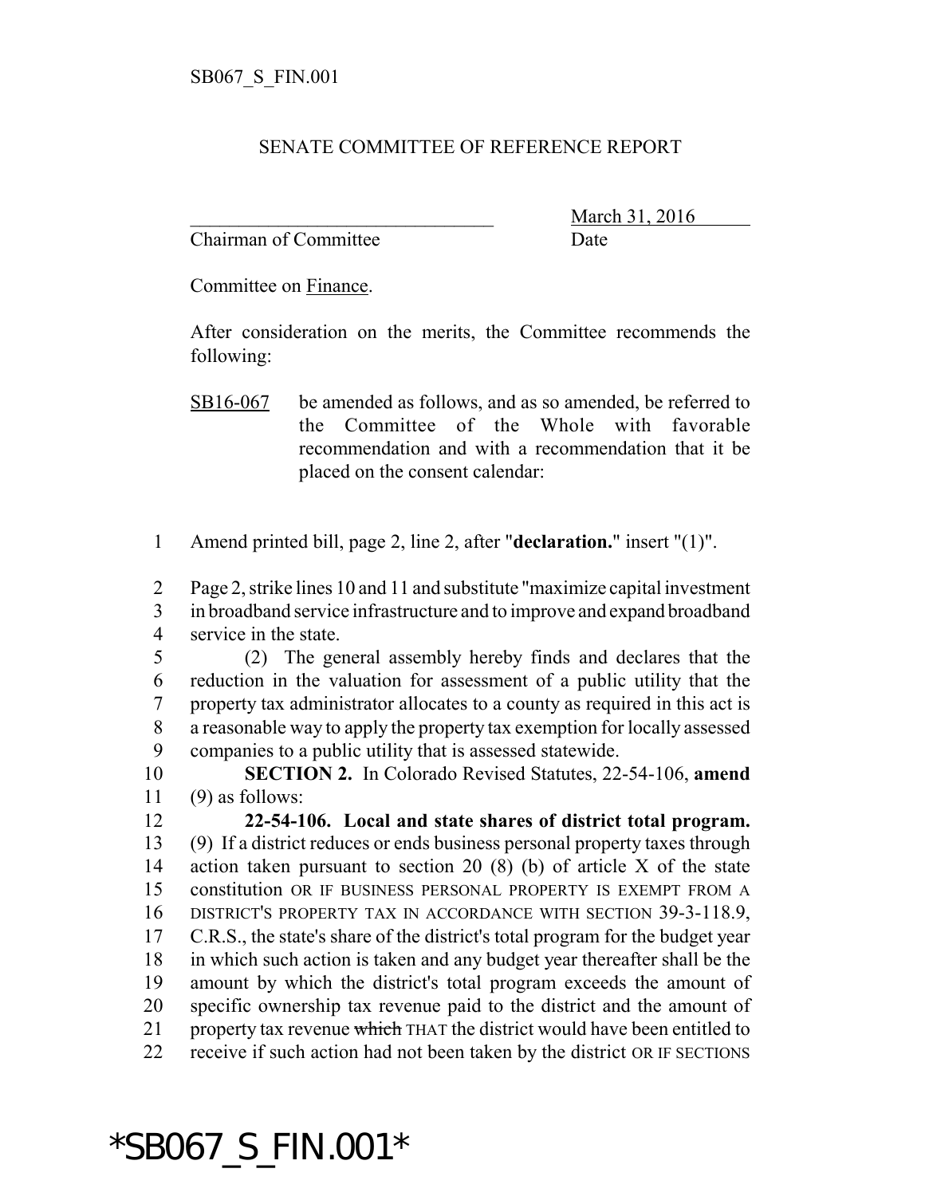SB067_S_FIN.001

SENATE COMMITTEE OF REFERENCE REPORT

_______________________________ March 31, 2016
Chairman of Committee Date

Committee on Finance.

After consideration on the merits, the Committee recommends the following:

SB16-067 be amended as follows, and as so amended, be referred to the Committee of the Whole with favorable recommendation and with a recommendation that it be placed on the consent calendar:

1 Amend printed bill, page 2, line 2, after "**declaration.**" insert "(1)".

2 Page 2, strike lines 10 and 11 and substitute "maximize capital investment
3 in broadband service infrastructure and to improve and expand broadband
4 service in the state.
5 (2) The general assembly hereby finds and declares that the
6 reduction in the valuation for assessment of a public utility that the
7 property tax administrator allocates to a county as required in this act is
8 a reasonable way to apply the property tax exemption for locally assessed
9 companies to a public utility that is assessed statewide.
10 **SECTION 2.** In Colorado Revised Statutes, 22-54-106, **amend**
11 (9) as follows:
12 **22-54-106. Local and state shares of district total program.**
13 (9) If a district reduces or ends business personal property taxes through
14 action taken pursuant to section 20 (8) (b) of article X of the state
15 constitution OR IF BUSINESS PERSONAL PROPERTY IS EXEMPT FROM A
16 DISTRICT'S PROPERTY TAX IN ACCORDANCE WITH SECTION 39-3-118.9,
17 C.R.S., the state's share of the district's total program for the budget year
18 in which such action is taken and any budget year thereafter shall be the
19 amount by which the district's total program exceeds the amount of
20 specific ownership tax revenue paid to the district and the amount of
21 property tax revenue ~~which~~ THAT the district would have been entitled to
22 receive if such action had not been taken by the district OR IF SECTIONS

*SB067_S_FIN.001*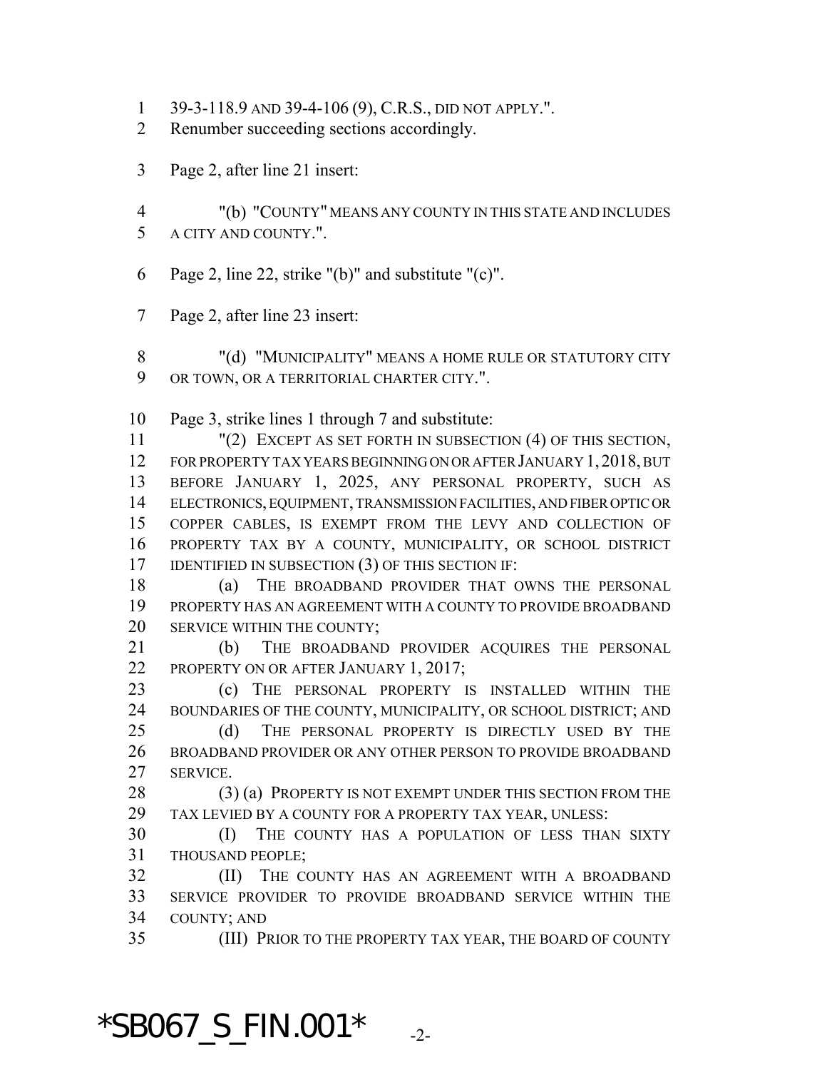39-3-118.9 AND 39-4-106 (9), C.R.S., DID NOT APPLY.".

Renumber succeeding sections accordingly.

Page 2, after line 21 insert:

"(b) "COUNTY" MEANS ANY COUNTY IN THIS STATE AND INCLUDES A CITY AND COUNTY.".

Page 2, line 22, strike "(b)" and substitute "(c)".

Page 2, after line 23 insert:

"(d) "MUNICIPALITY" MEANS A HOME RULE OR STATUTORY CITY OR TOWN, OR A TERRITORIAL CHARTER CITY.".

Page 3, strike lines 1 through 7 and substitute:

"(2) EXCEPT AS SET FORTH IN SUBSECTION (4) OF THIS SECTION, FOR PROPERTY TAX YEARS BEGINNING ON OR AFTER JANUARY 1, 2018, BUT BEFORE JANUARY 1, 2025, ANY PERSONAL PROPERTY, SUCH AS ELECTRONICS, EQUIPMENT, TRANSMISSION FACILITIES, AND FIBER OPTIC OR COPPER CABLES, IS EXEMPT FROM THE LEVY AND COLLECTION OF PROPERTY TAX BY A COUNTY, MUNICIPALITY, OR SCHOOL DISTRICT IDENTIFIED IN SUBSECTION (3) OF THIS SECTION IF:

(a) THE BROADBAND PROVIDER THAT OWNS THE PERSONAL PROPERTY HAS AN AGREEMENT WITH A COUNTY TO PROVIDE BROADBAND SERVICE WITHIN THE COUNTY;

(b) THE BROADBAND PROVIDER ACQUIRES THE PERSONAL PROPERTY ON OR AFTER JANUARY 1, 2017;

(c) THE PERSONAL PROPERTY IS INSTALLED WITHIN THE BOUNDARIES OF THE COUNTY, MUNICIPALITY, OR SCHOOL DISTRICT; AND

(d) THE PERSONAL PROPERTY IS DIRECTLY USED BY THE BROADBAND PROVIDER OR ANY OTHER PERSON TO PROVIDE BROADBAND SERVICE.

(3) (a) PROPERTY IS NOT EXEMPT UNDER THIS SECTION FROM THE TAX LEVIED BY A COUNTY FOR A PROPERTY TAX YEAR, UNLESS:

(I) THE COUNTY HAS A POPULATION OF LESS THAN SIXTY THOUSAND PEOPLE;

(II) THE COUNTY HAS AN AGREEMENT WITH A BROADBAND SERVICE PROVIDER TO PROVIDE BROADBAND SERVICE WITHIN THE COUNTY; AND

(III) PRIOR TO THE PROPERTY TAX YEAR, THE BOARD OF COUNTY

*SB067_S_FIN.001*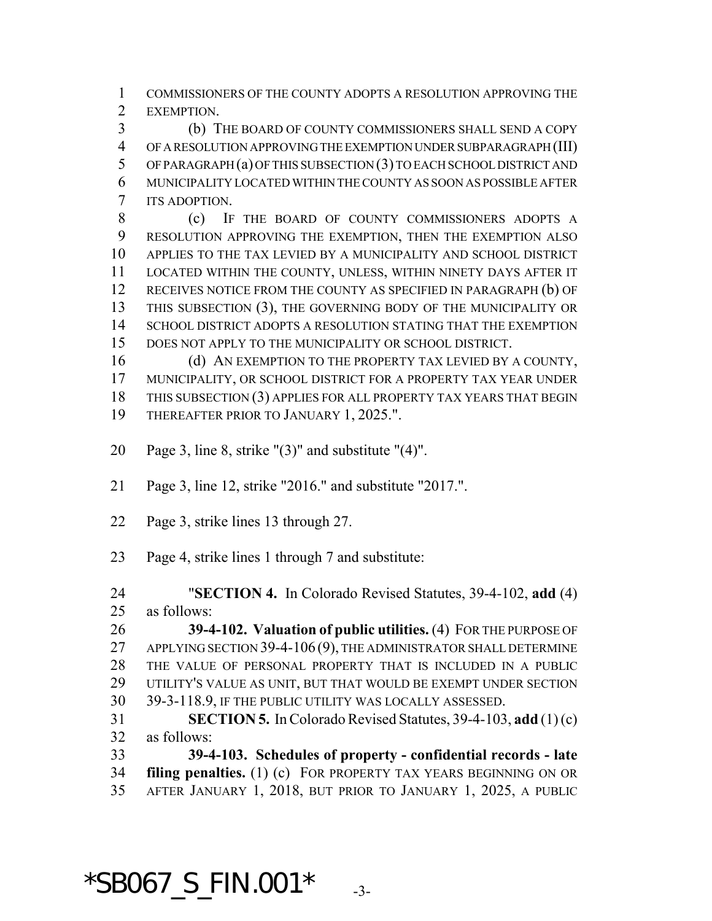COMMISSIONERS OF THE COUNTY ADOPTS A RESOLUTION APPROVING THE EXEMPTION.

(b) THE BOARD OF COUNTY COMMISSIONERS SHALL SEND A COPY OF A RESOLUTION APPROVING THE EXEMPTION UNDER SUBPARAGRAPH (III) OF PARAGRAPH (a) OF THIS SUBSECTION (3) TO EACH SCHOOL DISTRICT AND MUNICIPALITY LOCATED WITHIN THE COUNTY AS SOON AS POSSIBLE AFTER ITS ADOPTION.

(c) IF THE BOARD OF COUNTY COMMISSIONERS ADOPTS A RESOLUTION APPROVING THE EXEMPTION, THEN THE EXEMPTION ALSO APPLIES TO THE TAX LEVIED BY A MUNICIPALITY AND SCHOOL DISTRICT LOCATED WITHIN THE COUNTY, UNLESS, WITHIN NINETY DAYS AFTER IT RECEIVES NOTICE FROM THE COUNTY AS SPECIFIED IN PARAGRAPH (b) OF THIS SUBSECTION (3), THE GOVERNING BODY OF THE MUNICIPALITY OR SCHOOL DISTRICT ADOPTS A RESOLUTION STATING THAT THE EXEMPTION DOES NOT APPLY TO THE MUNICIPALITY OR SCHOOL DISTRICT.

(d) AN EXEMPTION TO THE PROPERTY TAX LEVIED BY A COUNTY, MUNICIPALITY, OR SCHOOL DISTRICT FOR A PROPERTY TAX YEAR UNDER THIS SUBSECTION (3) APPLIES FOR ALL PROPERTY TAX YEARS THAT BEGIN THEREAFTER PRIOR TO JANUARY 1, 2025.".

Page 3, line 8, strike "(3)" and substitute "(4)".

Page 3, line 12, strike "2016." and substitute "2017.".

Page 3, strike lines 13 through 27.

Page 4, strike lines 1 through 7 and substitute:

"**SECTION 4.** In Colorado Revised Statutes, 39-4-102, **add** (4) as follows:

**39-4-102. Valuation of public utilities.** (4) FOR THE PURPOSE OF APPLYING SECTION 39-4-106 (9), THE ADMINISTRATOR SHALL DETERMINE THE VALUE OF PERSONAL PROPERTY THAT IS INCLUDED IN A PUBLIC UTILITY'S VALUE AS UNIT, BUT THAT WOULD BE EXEMPT UNDER SECTION 39-3-118.9, IF THE PUBLIC UTILITY WAS LOCALLY ASSESSED.

**SECTION 5.** In Colorado Revised Statutes, 39-4-103, **add** (1) (c) as follows:

**39-4-103. Schedules of property - confidential records - late filing penalties.** (1) (c) FOR PROPERTY TAX YEARS BEGINNING ON OR AFTER JANUARY 1, 2018, BUT PRIOR TO JANUARY 1, 2025, A PUBLIC

*SB067_S_FIN.001*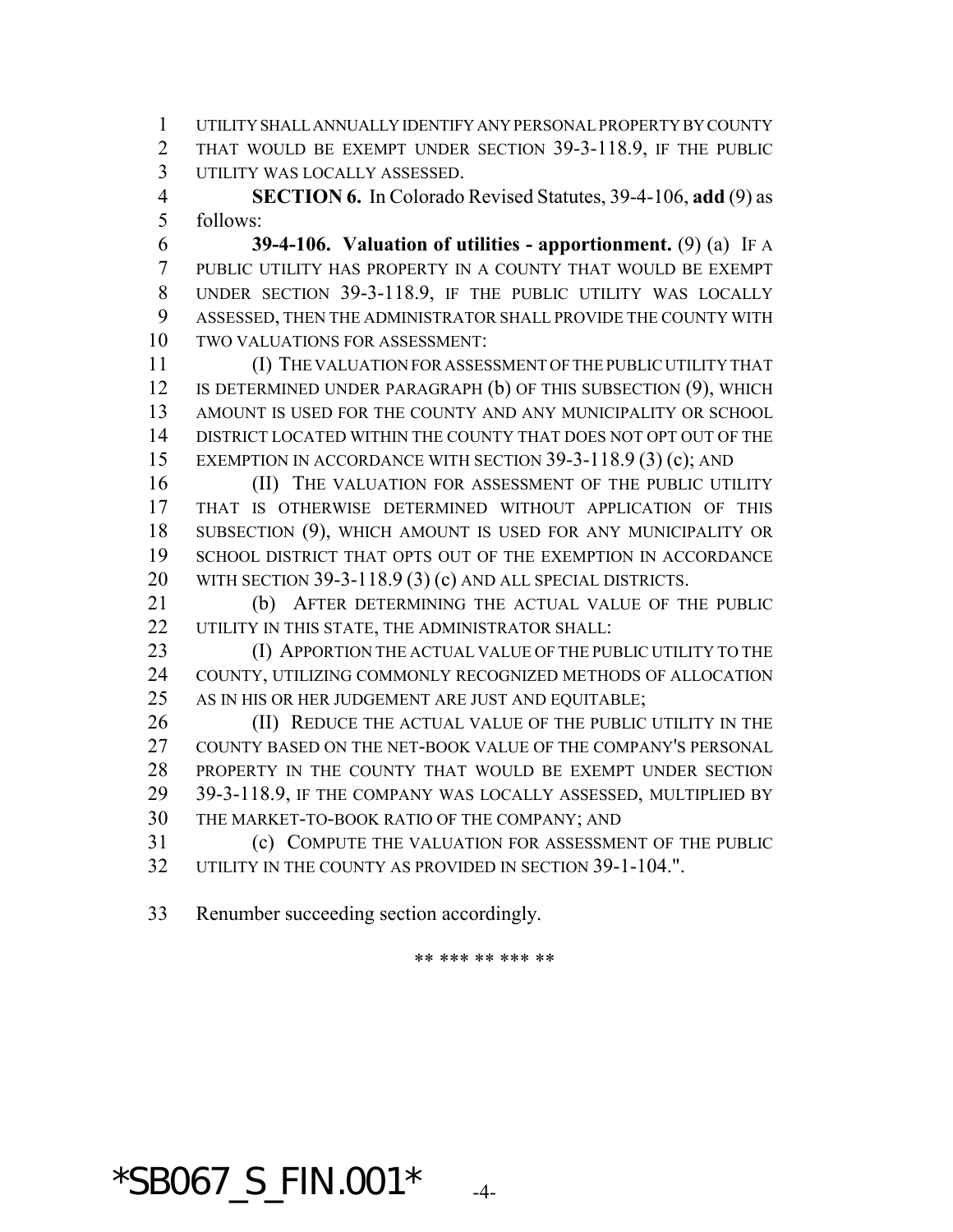UTILITY SHALL ANNUALLY IDENTIFY ANY PERSONAL PROPERTY BY COUNTY THAT WOULD BE EXEMPT UNDER SECTION 39-3-118.9, IF THE PUBLIC UTILITY WAS LOCALLY ASSESSED.

**SECTION 6.** In Colorado Revised Statutes, 39-4-106, **add** (9) as follows:

**39-4-106. Valuation of utilities - apportionment.** (9) (a) IF A PUBLIC UTILITY HAS PROPERTY IN A COUNTY THAT WOULD BE EXEMPT UNDER SECTION 39-3-118.9, IF THE PUBLIC UTILITY WAS LOCALLY ASSESSED, THEN THE ADMINISTRATOR SHALL PROVIDE THE COUNTY WITH TWO VALUATIONS FOR ASSESSMENT:

(I) THE VALUATION FOR ASSESSMENT OF THE PUBLIC UTILITY THAT IS DETERMINED UNDER PARAGRAPH (b) OF THIS SUBSECTION (9), WHICH AMOUNT IS USED FOR THE COUNTY AND ANY MUNICIPALITY OR SCHOOL DISTRICT LOCATED WITHIN THE COUNTY THAT DOES NOT OPT OUT OF THE EXEMPTION IN ACCORDANCE WITH SECTION 39-3-118.9 (3) (c); AND

(II) THE VALUATION FOR ASSESSMENT OF THE PUBLIC UTILITY THAT IS OTHERWISE DETERMINED WITHOUT APPLICATION OF THIS SUBSECTION (9), WHICH AMOUNT IS USED FOR ANY MUNICIPALITY OR SCHOOL DISTRICT THAT OPTS OUT OF THE EXEMPTION IN ACCORDANCE WITH SECTION 39-3-118.9 (3) (c) AND ALL SPECIAL DISTRICTS.

(b) AFTER DETERMINING THE ACTUAL VALUE OF THE PUBLIC UTILITY IN THIS STATE, THE ADMINISTRATOR SHALL:

(I) APPORTION THE ACTUAL VALUE OF THE PUBLIC UTILITY TO THE COUNTY, UTILIZING COMMONLY RECOGNIZED METHODS OF ALLOCATION AS IN HIS OR HER JUDGEMENT ARE JUST AND EQUITABLE;

(II) REDUCE THE ACTUAL VALUE OF THE PUBLIC UTILITY IN THE COUNTY BASED ON THE NET-BOOK VALUE OF THE COMPANY'S PERSONAL PROPERTY IN THE COUNTY THAT WOULD BE EXEMPT UNDER SECTION 39-3-118.9, IF THE COMPANY WAS LOCALLY ASSESSED, MULTIPLIED BY THE MARKET-TO-BOOK RATIO OF THE COMPANY; AND

(c) COMPUTE THE VALUATION FOR ASSESSMENT OF THE PUBLIC UTILITY IN THE COUNTY AS PROVIDED IN SECTION 39-1-104.".

Renumber succeeding section accordingly.

** *** ** *** **

*SB067_S_FIN.001*